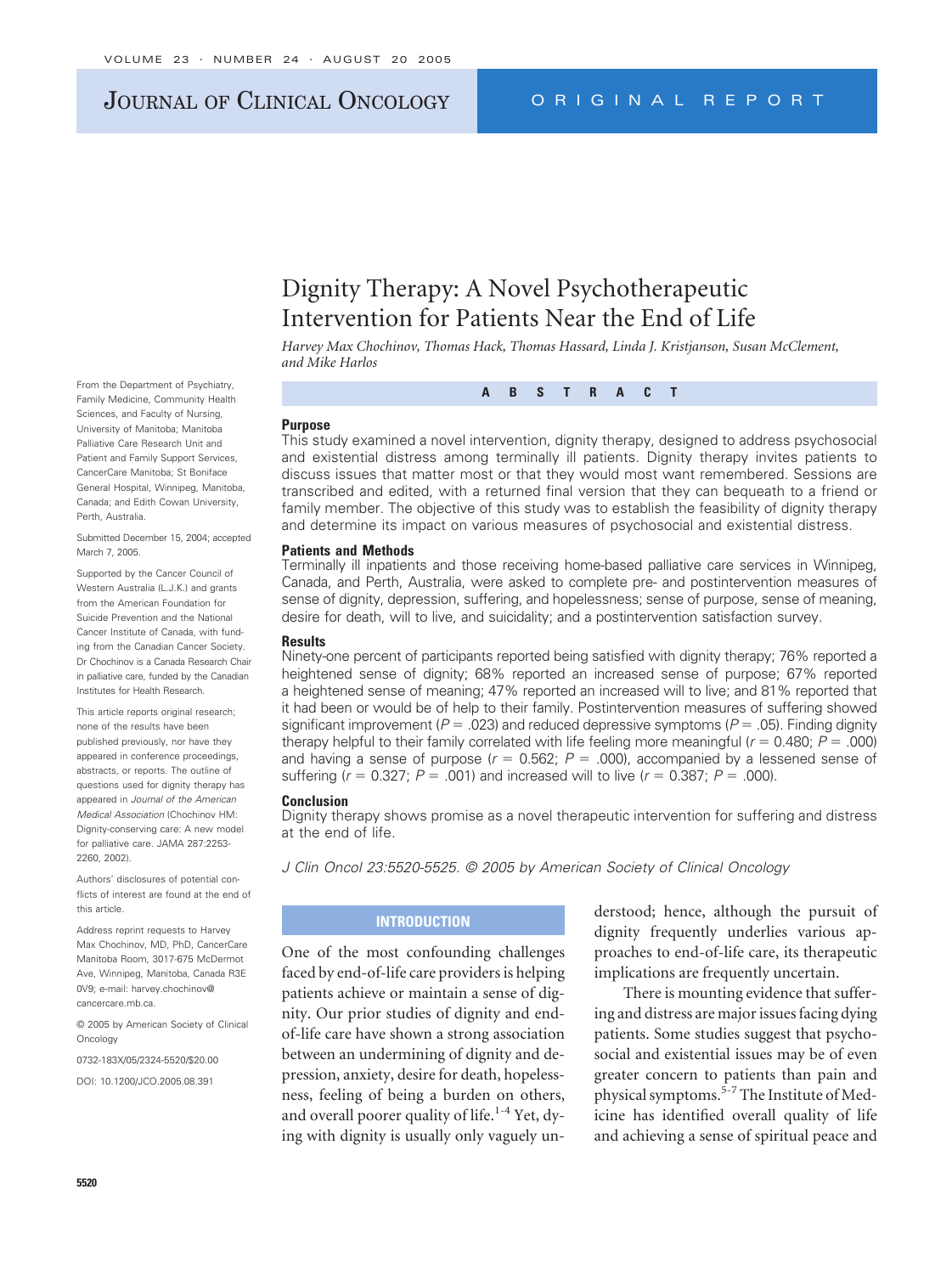# Dignity Therapy: A Novel Psychotherapeutic Intervention for Patients Near the End of Life

*Harvey Max Chochinov, Thomas Hack, Thomas Hassard, Linda J. Kristjanson, Susan McClement, and Mike Harlos*

From the Department of Psychiatry, Family Medicine, Community Health Sciences, and Faculty of Nursing, University of Manitoba; Manitoba Palliative Care Research Unit and Patient and Family Support Services, CancerCare Manitoba; St Boniface General Hospital, Winnipeg, Manitoba, Canada; and Edith Cowan University, Perth, Australia.

Submitted December 15, 2004; accepted March 7, 2005.

Supported by the Cancer Council of Western Australia (L.J.K.) and grants from the American Foundation for Suicide Prevention and the National Cancer Institute of Canada, with funding from the Canadian Cancer Society. Dr Chochinov is a Canada Research Chair in palliative care, funded by the Canadian Institutes for Health Research.

This article reports original research; none of the results have been published previously, nor have they appeared in conference proceedings, abstracts, or reports. The outline of questions used for dignity therapy has appeared in *Journal of the American Medical Association* (Chochinov HM: Dignity-conserving care: A new model for palliative care. JAMA 287:2253-2260, 2002).

Authors' disclosures of potential conflicts of interest are found at the end of this article.

Address reprint requests to Harvey Max Chochinov, MD, PhD, CancerCare Manitoba Room, 3017-675 McDermot Ave, Winnipeg, Manitoba, Canada R3E 0V9; e-mail: harvey.chochinov@cancercare.mb.ca.

© 2005 by American Society of Clinical Oncology

0732-183X/05/2324-5520/$20.00

DOI: 10.1200/JCO.2005.08.391

## ABSTRACT

### Purpose

This study examined a novel intervention, dignity therapy, designed to address psychosocial and existential distress among terminally ill patients. Dignity therapy invites patients to discuss issues that matter most or that they would most want remembered. Sessions are transcribed and edited, with a returned final version that they can bequeath to a friend or family member. The objective of this study was to establish the feasibility of dignity therapy and determine its impact on various measures of psychosocial and existential distress.

### Patients and Methods

Terminally ill inpatients and those receiving home-based palliative care services in Winnipeg, Canada, and Perth, Australia, were asked to complete pre- and postintervention measures of sense of dignity, depression, suffering, and hopelessness; sense of purpose, sense of meaning, desire for death, will to live, and suicidality; and a postintervention satisfaction survey.

### Results

Ninety-one percent of participants reported being satisfied with dignity therapy; 76% reported a heightened sense of dignity; 68% reported an increased sense of purpose; 67% reported a heightened sense of meaning; 47% reported an increased will to live; and 81% reported that it had been or would be of help to their family. Postintervention measures of suffering showed significant improvement ($P = .023$) and reduced depressive symptoms ($P = .05$). Finding dignity therapy helpful to their family correlated with life feeling more meaningful ($r = 0.480$; $P = .000$) and having a sense of purpose ($r = 0.562$; $P = .000$), accompanied by a lessened sense of suffering ($r = 0.327$; $P = .001$) and increased will to live ($r = 0.387$; $P = .000$).

### Conclusion

Dignity therapy shows promise as a novel therapeutic intervention for suffering and distress at the end of life.

*J Clin Oncol 23:5520-5525. © 2005 by American Society of Clinical Oncology*

## INTRODUCTION

One of the most confounding challenges faced by end-of-life care providers is helping patients achieve or maintain a sense of dignity. Our prior studies of dignity and end-of-life care have shown a strong association between an undermining of dignity and depression, anxiety, desire for death, hopelessness, feeling of being a burden on others, and overall poorer quality of life.[1-4] Yet, dying with dignity is usually only vaguely understood; hence, although the pursuit of dignity frequently underlies various approaches to end-of-life care, its therapeutic implications are frequently uncertain.

There is mounting evidence that suffering and distress are major issues facing dying patients. Some studies suggest that psychosocial and existential issues may be of even greater concern to patients than pain and physical symptoms.[5-7] The Institute of Medicine has identified overall quality of life and achieving a sense of spiritual peace and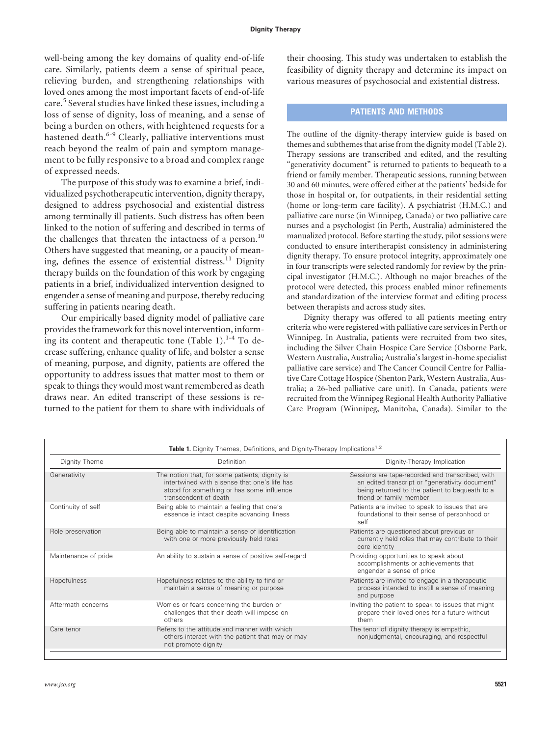well-being among the key domains of quality end-of-life care. Similarly, patients deem a sense of spiritual peace, relieving burden, and strengthening relationships with loved ones among the most important facets of end-of-life care.[5] Several studies have linked these issues, including a loss of sense of dignity, loss of meaning, and a sense of being a burden on others, with heightened requests for a hastened death.[6-9] Clearly, palliative interventions must reach beyond the realm of pain and symptom management to be fully responsive to a broad and complex range of expressed needs.

The purpose of this study was to examine a brief, individualized psychotherapeutic intervention, dignity therapy, designed to address psychosocial and existential distress among terminally ill patients. Such distress has often been linked to the notion of suffering and described in terms of the challenges that threaten the intactness of a person.[10] Others have suggested that meaning, or a paucity of meaning, defines the essence of existential distress.[11] Dignity therapy builds on the foundation of this work by engaging patients in a brief, individualized intervention designed to engender a sense of meaning and purpose, thereby reducing suffering in patients nearing death.

Our empirically based dignity model of palliative care provides the framework for this novel intervention, informing its content and therapeutic tone (Table 1).[1-4] To decrease suffering, enhance quality of life, and bolster a sense of meaning, purpose, and dignity, patients are offered the opportunity to address issues that matter most to them or speak to things they would most want remembered as death draws near. An edited transcript of these sessions is returned to the patient for them to share with individuals of their choosing. This study was undertaken to establish the feasibility of dignity therapy and determine its impact on various measures of psychosocial and existential distress.

## PATIENTS AND METHODS

The outline of the dignity-therapy interview guide is based on themes and subthemes that arise from the dignity model (Table 2). Therapy sessions are transcribed and edited, and the resulting "generativity document" is returned to patients to bequeath to a friend or family member. Therapeutic sessions, running between 30 and 60 minutes, were offered either at the patients' bedside for those in hospital or, for outpatients, in their residential setting (home or long-term care facility). A psychiatrist (H.M.C.) and palliative care nurse (in Winnipeg, Canada) or two palliative care nurses and a psychologist (in Perth, Australia) administered the manualized protocol. Before starting the study, pilot sessions were conducted to ensure intertherapist consistency in administering dignity therapy. To ensure protocol integrity, approximately one in four transcripts were selected randomly for review by the principal investigator (H.M.C.). Although no major breaches of the protocol were detected, this process enabled minor refinements and standardization of the interview format and editing process between therapists and across study sites.

Dignity therapy was offered to all patients meeting entry criteria who were registered with palliative care services in Perth or Winnipeg. In Australia, patients were recruited from two sites, including the Silver Chain Hospice Care Service (Osborne Park, Western Australia, Australia; Australia's largest in-home specialist palliative care service) and The Cancer Council Centre for Palliative Care Cottage Hospice (Shenton Park, Western Australia, Australia; a 26-bed palliative care unit). In Canada, patients were recruited from the Winnipeg Regional Health Authority Palliative Care Program (Winnipeg, Manitoba, Canada). Similar to the

**Table 1.** Dignity Themes, Definitions, and Dignity-Therapy Implications[1,2]

| Dignity Theme | Definition | Dignity-Therapy Implication |
|---|---|---|
| Generativity | The notion that, for some patients, dignity is intertwined with a sense that one's life has stood for something or has some influence transcendent of death | Sessions are tape-recorded and transcribed, with an edited transcript or "generativity document" being returned to the patient to bequeath to a friend or family member |
| Continuity of self | Being able to maintain a feeling that one's essence is intact despite advancing illness | Patients are invited to speak to issues that are foundational to their sense of personhood or self |
| Role preservation | Being able to maintain a sense of identification with one or more previously held roles | Patients are questioned about previous or currently held roles that may contribute to their core identity |
| Maintenance of pride | An ability to sustain a sense of positive self-regard | Providing opportunities to speak about accomplishments or achievements that engender a sense of pride |
| Hopefulness | Hopefulness relates to the ability to find or maintain a sense of meaning or purpose | Patients are invited to engage in a therapeutic process intended to instill a sense of meaning and purpose |
| Aftermath concerns | Worries or fears concerning the burden or challenges that their death will impose on others | Inviting the patient to speak to issues that might prepare their loved ones for a future without them |
| Care tenor | Refers to the attitude and manner with which others interact with the patient that may or may not promote dignity | The tenor of dignity therapy is empathic, nonjudgmental, encouraging, and respectful |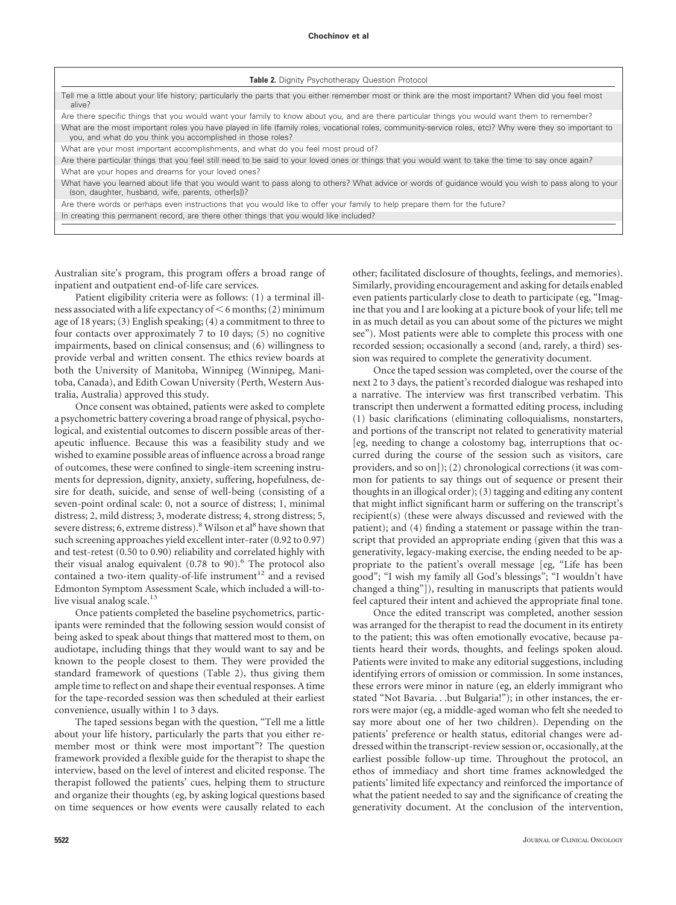**Table 2.** Dignity Psychotherapy Question Protocol

| |
|---|
| Tell me a little about your life history; particularly the parts that you either remember most or think are the most important? When did you feel most alive? |
| Are there specific things that you would want your family to know about you, and are there particular things you would want them to remember? |
| What are the most important roles you have played in life (family roles, vocational roles, community-service roles, etc)? Why were they so important to you, and what do you think you accomplished in those roles? |
| What are your most important accomplishments, and what do you feel most proud of? |
| Are there particular things that you feel still need to be said to your loved ones or things that you would want to take the time to say once again? |
| What are your hopes and dreams for your loved ones? |
| What have you learned about life that you would want to pass along to others? What advice or words of guidance would you wish to pass along to your (son, daughter, husband, wife, parents, other[s])? |
| Are there words or perhaps even instructions that you would like to offer your family to help prepare them for the future? |
| In creating this permanent record, are there other things that you would like included? |

Australian site's program, this program offers a broad range of inpatient and outpatient end-of-life care services.

Patient eligibility criteria were as follows: (1) a terminal illness associated with a life expectancy of < 6 months; (2) minimum age of 18 years; (3) English speaking; (4) a commitment to three to four contacts over approximately 7 to 10 days; (5) no cognitive impairments, based on clinical consensus; and (6) willingness to provide verbal and written consent. The ethics review boards at both the University of Manitoba, Winnipeg (Winnipeg, Manitoba, Canada), and Edith Cowan University (Perth, Western Australia, Australia) approved this study.

Once consent was obtained, patients were asked to complete a psychometric battery covering a broad range of physical, psychological, and existential outcomes to discern possible areas of therapeutic influence. Because this was a feasibility study and we wished to examine possible areas of influence across a broad range of outcomes, these were confined to single-item screening instruments for depression, dignity, anxiety, suffering, hopefulness, desire for death, suicide, and sense of well-being (consisting of a seven-point ordinal scale: 0, not a source of distress; 1, minimal distress; 2, mild distress; 3, moderate distress; 4, strong distress; 5, severe distress; 6, extreme distress).[8] Wilson et al[8] have shown that such screening approaches yield excellent inter-rater (0.92 to 0.97) and test-retest (0.50 to 0.90) reliability and correlated highly with their visual analog equivalent (0.78 to 90).[6] The protocol also contained a two-item quality-of-life instrument[12] and a revised Edmonton Symptom Assessment Scale, which included a will-to-live visual analog scale.[13]

Once patients completed the baseline psychometrics, participants were reminded that the following session would consist of being asked to speak about things that mattered most to them, on audiotape, including things that they would want to say and be known to the people closest to them. They were provided the standard framework of questions (Table 2), thus giving them ample time to reflect on and shape their eventual responses. A time for the tape-recorded session was then scheduled at their earliest convenience, usually within 1 to 3 days.

The taped sessions began with the question, "Tell me a little about your life history, particularly the parts that you either remember most or think were most important"? The question framework provided a flexible guide for the therapist to shape the interview, based on the level of interest and elicited response. The therapist followed the patients' cues, helping them to structure and organize their thoughts (eg, by asking logical questions based on time sequences or how events were causally related to each other; facilitated disclosure of thoughts, feelings, and memories). Similarly, providing encouragement and asking for details enabled even patients particularly close to death to participate (eg, "Imagine that you and I are looking at a picture book of your life; tell me in as much detail as you can about some of the pictures we might see"). Most patients were able to complete this process with one recorded session; occasionally a second (and, rarely, a third) session was required to complete the generativity document.

Once the taped session was completed, over the course of the next 2 to 3 days, the patient's recorded dialogue was reshaped into a narrative. The interview was first transcribed verbatim. This transcript then underwent a formatted editing process, including (1) basic clarifications (eliminating colloquialisms, nonstarters, and portions of the transcript not related to generativity material [eg, needing to change a colostomy bag, interruptions that occurred during the course of the session such as visitors, care providers, and so on]); (2) chronological corrections (it was common for patients to say things out of sequence or present their thoughts in an illogical order); (3) tagging and editing any content that might inflict significant harm or suffering on the transcript's recipient(s) (these were always discussed and reviewed with the patient); and (4) finding a statement or passage within the transcript that provided an appropriate ending (given that this was a generativity, legacy-making exercise, the ending needed to be appropriate to the patient's overall message [eg, "Life has been good"; "I wish my family all God's blessings"; "I wouldn't have changed a thing"]), resulting in manuscripts that patients would feel captured their intent and achieved the appropriate final tone.

Once the edited transcript was completed, another session was arranged for the therapist to read the document in its entirety to the patient; this was often emotionally evocative, because patients heard their words, thoughts, and feelings spoken aloud. Patients were invited to make any editorial suggestions, including identifying errors of omission or commission. In some instances, these errors were minor in nature (eg, an elderly immigrant who stated "Not Bavaria. . .but Bulgaria!"); in other instances, the errors were major (eg, a middle-aged woman who felt she needed to say more about one of her two children). Depending on the patients' preference or health status, editorial changes were addressed within the transcript-review session or, occasionally, at the earliest possible follow-up time. Throughout the protocol, an ethos of immediacy and short time frames acknowledged the patients' limited life expectancy and reinforced the importance of what the patient needed to say and the significance of creating the generativity document. At the conclusion of the intervention,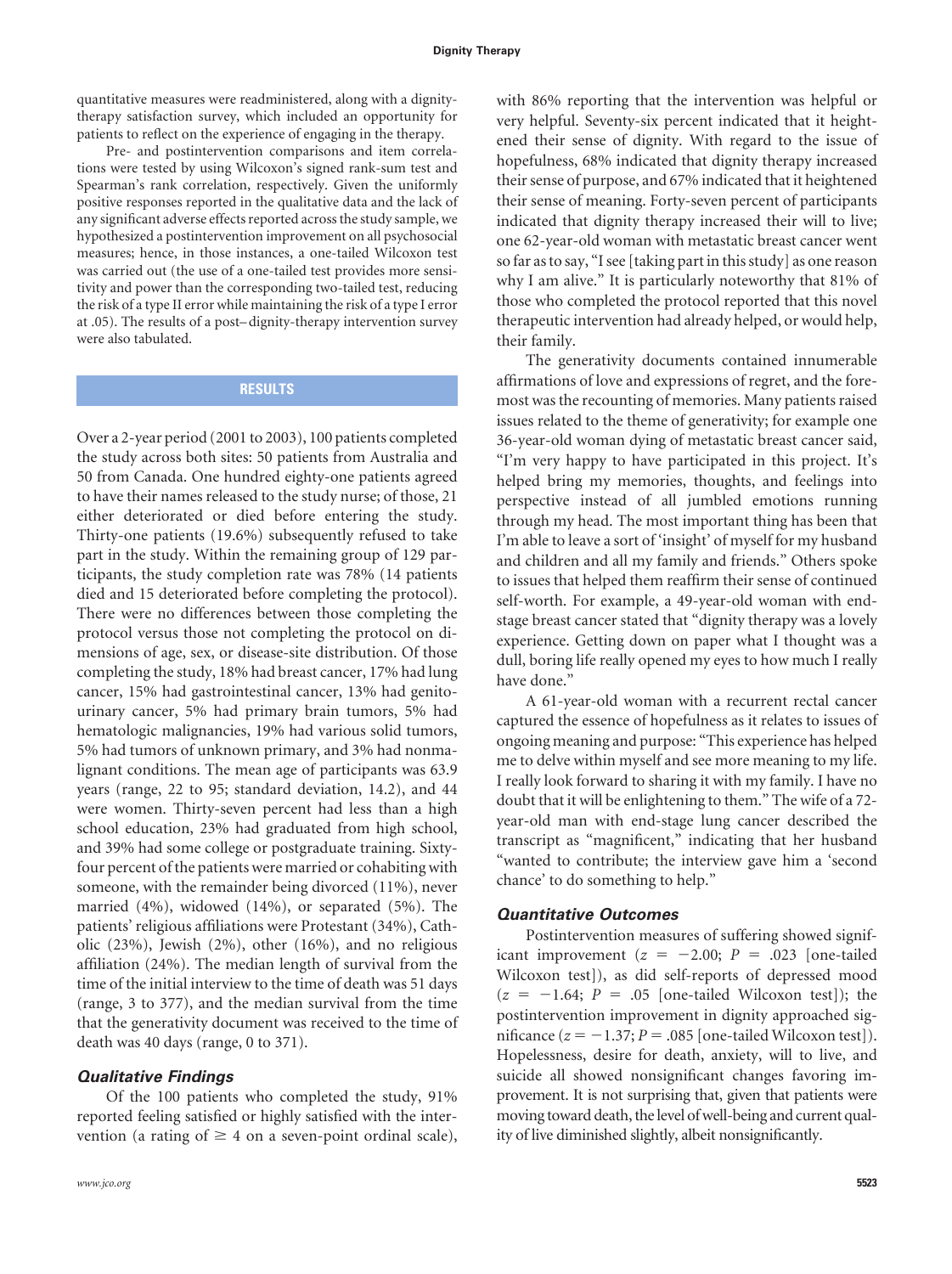quantitative measures were readministered, along with a dignity-therapy satisfaction survey, which included an opportunity for patients to reflect on the experience of engaging in the therapy.

Pre- and postintervention comparisons and item correlations were tested by using Wilcoxon's signed rank-sum test and Spearman's rank correlation, respectively. Given the uniformly positive responses reported in the qualitative data and the lack of any significant adverse effects reported across the study sample, we hypothesized a postintervention improvement on all psychosocial measures; hence, in those instances, a one-tailed Wilcoxon test was carried out (the use of a one-tailed test provides more sensitivity and power than the corresponding two-tailed test, reducing the risk of a type II error while maintaining the risk of a type I error at .05). The results of a post–dignity-therapy intervention survey were also tabulated.

## RESULTS

Over a 2-year period (2001 to 2003), 100 patients completed the study across both sites: 50 patients from Australia and 50 from Canada. One hundred eighty-one patients agreed to have their names released to the study nurse; of those, 21 either deteriorated or died before entering the study. Thirty-one patients (19.6%) subsequently refused to take part in the study. Within the remaining group of 129 participants, the study completion rate was 78% (14 patients died and 15 deteriorated before completing the protocol). There were no differences between those completing the protocol versus those not completing the protocol on dimensions of age, sex, or disease-site distribution. Of those completing the study, 18% had breast cancer, 17% had lung cancer, 15% had gastrointestinal cancer, 13% had genitourinary cancer, 5% had primary brain tumors, 5% had hematologic malignancies, 19% had various solid tumors, 5% had tumors of unknown primary, and 3% had nonmalignant conditions. The mean age of participants was 63.9 years (range, 22 to 95; standard deviation, 14.2), and 44 were women. Thirty-seven percent had less than a high school education, 23% had graduated from high school, and 39% had some college or postgraduate training. Sixty-four percent of the patients were married or cohabiting with someone, with the remainder being divorced (11%), never married (4%), widowed (14%), or separated (5%). The patients' religious affiliations were Protestant (34%), Catholic (23%), Jewish (2%), other (16%), and no religious affiliation (24%). The median length of survival from the time of the initial interview to the time of death was 51 days (range, 3 to 377), and the median survival from the time that the generativity document was received to the time of death was 40 days (range, 0 to 371).

### *Qualitative Findings*

Of the 100 patients who completed the study, 91% reported feeling satisfied or highly satisfied with the intervention (a rating of $\geq$ 4 on a seven-point ordinal scale), with 86% reporting that the intervention was helpful or very helpful. Seventy-six percent indicated that it heightened their sense of dignity. With regard to the issue of hopefulness, 68% indicated that dignity therapy increased their sense of purpose, and 67% indicated that it heightened their sense of meaning. Forty-seven percent of participants indicated that dignity therapy increased their will to live; one 62-year-old woman with metastatic breast cancer went so far as to say, "I see [taking part in this study] as one reason why I am alive." It is particularly noteworthy that 81% of those who completed the protocol reported that this novel therapeutic intervention had already helped, or would help, their family.

The generativity documents contained innumerable affirmations of love and expressions of regret, and the foremost was the recounting of memories. Many patients raised issues related to the theme of generativity; for example one 36-year-old woman dying of metastatic breast cancer said, "I'm very happy to have participated in this project. It's helped bring my memories, thoughts, and feelings into perspective instead of all jumbled emotions running through my head. The most important thing has been that I'm able to leave a sort of 'insight' of myself for my husband and children and all my family and friends." Others spoke to issues that helped them reaffirm their sense of continued self-worth. For example, a 49-year-old woman with end-stage breast cancer stated that "dignity therapy was a lovely experience. Getting down on paper what I thought was a dull, boring life really opened my eyes to how much I really have done."

A 61-year-old woman with a recurrent rectal cancer captured the essence of hopefulness as it relates to issues of ongoing meaning and purpose: "This experience has helped me to delve within myself and see more meaning to my life. I really look forward to sharing it with my family. I have no doubt that it will be enlightening to them." The wife of a 72-year-old man with end-stage lung cancer described the transcript as "magnificent," indicating that her husband "wanted to contribute; the interview gave him a 'second chance' to do something to help."

### *Quantitative Outcomes*

Postintervention measures of suffering showed significant improvement ($z = -2.00$; $P = .023$ [one-tailed Wilcoxon test]), as did self-reports of depressed mood ($z = -1.64$; $P = .05$ [one-tailed Wilcoxon test]); the postintervention improvement in dignity approached significance ($z = -1.37$; $P = .085$ [one-tailed Wilcoxon test]). Hopelessness, desire for death, anxiety, will to live, and suicide all showed nonsignificant changes favoring improvement. It is not surprising that, given that patients were moving toward death, the level of well-being and current quality of live diminished slightly, albeit nonsignificantly.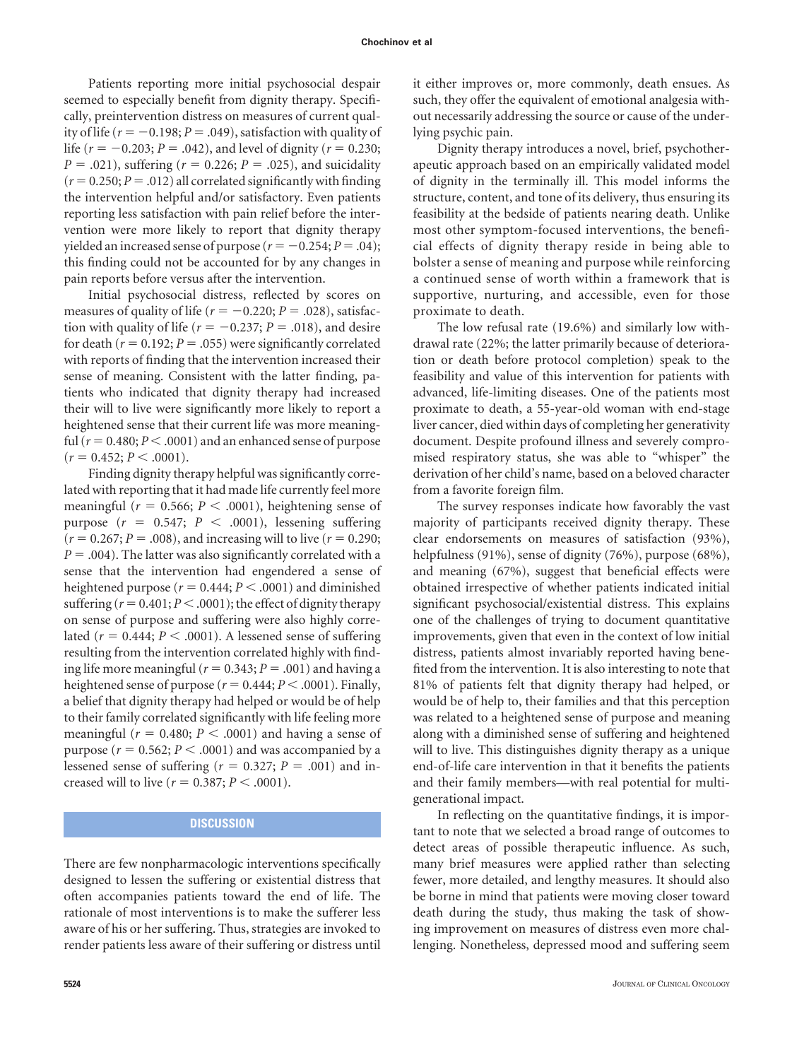Patients reporting more initial psychosocial despair seemed to especially benefit from dignity therapy. Specifically, preintervention distress on measures of current quality of life ($r = -0.198$; $P = .049$), satisfaction with quality of life ($r = -0.203$; $P = .042$), and level of dignity ($r = 0.230$; $P = .021$), suffering ($r = 0.226$; $P = .025$), and suicidality ($r = 0.250$; $P = .012$) all correlated significantly with finding the intervention helpful and/or satisfactory. Even patients reporting less satisfaction with pain relief before the intervention were more likely to report that dignity therapy yielded an increased sense of purpose ($r = -0.254$; $P = .04$); this finding could not be accounted for by any changes in pain reports before versus after the intervention.

Initial psychosocial distress, reflected by scores on measures of quality of life ($r = -0.220$; $P = .028$), satisfaction with quality of life ($r = -0.237$; $P = .018$), and desire for death ($r = 0.192$; $P = .055$) were significantly correlated with reports of finding that the intervention increased their sense of meaning. Consistent with the latter finding, patients who indicated that dignity therapy had increased their will to live were significantly more likely to report a heightened sense that their current life was more meaningful ($r = 0.480$; $P < .0001$) and an enhanced sense of purpose ($r = 0.452$; $P < .0001$).

Finding dignity therapy helpful was significantly correlated with reporting that it had made life currently feel more meaningful ($r = 0.566$; $P < .0001$), heightening sense of purpose ($r = 0.547$; $P < .0001$), lessening suffering ($r = 0.267$; $P = .008$), and increasing will to live ($r = 0.290$; $P = .004$). The latter was also significantly correlated with a sense that the intervention had engendered a sense of heightened purpose ($r = 0.444$; $P < .0001$) and diminished suffering ($r = 0.401$; $P < .0001$); the effect of dignity therapy on sense of purpose and suffering were also highly correlated ($r = 0.444$; $P < .0001$). A lessened sense of suffering resulting from the intervention correlated highly with finding life more meaningful ($r = 0.343$; $P = .001$) and having a heightened sense of purpose ($r = 0.444$; $P < .0001$). Finally, a belief that dignity therapy had helped or would be of help to their family correlated significantly with life feeling more meaningful ($r = 0.480$; $P < .0001$) and having a sense of purpose ($r = 0.562$; $P < .0001$) and was accompanied by a lessened sense of suffering ($r = 0.327$; $P = .001$) and increased will to live ($r = 0.387$; $P < .0001$).

## DISCUSSION

There are few nonpharmacologic interventions specifically designed to lessen the suffering or existential distress that often accompanies patients toward the end of life. The rationale of most interventions is to make the sufferer less aware of his or her suffering. Thus, strategies are invoked to render patients less aware of their suffering or distress until it either improves or, more commonly, death ensues. As such, they offer the equivalent of emotional analgesia without necessarily addressing the source or cause of the underlying psychic pain.

Dignity therapy introduces a novel, brief, psychotherapeutic approach based on an empirically validated model of dignity in the terminally ill. This model informs the structure, content, and tone of its delivery, thus ensuring its feasibility at the bedside of patients nearing death. Unlike most other symptom-focused interventions, the beneficial effects of dignity therapy reside in being able to bolster a sense of meaning and purpose while reinforcing a continued sense of worth within a framework that is supportive, nurturing, and accessible, even for those proximate to death.

The low refusal rate (19.6%) and similarly low withdrawal rate (22%; the latter primarily because of deterioration or death before protocol completion) speak to the feasibility and value of this intervention for patients with advanced, life-limiting diseases. One of the patients most proximate to death, a 55-year-old woman with end-stage liver cancer, died within days of completing her generativity document. Despite profound illness and severely compromised respiratory status, she was able to "whisper" the derivation of her child's name, based on a beloved character from a favorite foreign film.

The survey responses indicate how favorably the vast majority of participants received dignity therapy. These clear endorsements on measures of satisfaction (93%), helpfulness (91%), sense of dignity (76%), purpose (68%), and meaning (67%), suggest that beneficial effects were obtained irrespective of whether patients indicated initial significant psychosocial/existential distress. This explains one of the challenges of trying to document quantitative improvements, given that even in the context of low initial distress, patients almost invariably reported having benefited from the intervention. It is also interesting to note that 81% of patients felt that dignity therapy had helped, or would be of help to, their families and that this perception was related to a heightened sense of purpose and meaning along with a diminished sense of suffering and heightened will to live. This distinguishes dignity therapy as a unique end-of-life care intervention in that it benefits the patients and their family members—with real potential for multigenerational impact.

In reflecting on the quantitative findings, it is important to note that we selected a broad range of outcomes to detect areas of possible therapeutic influence. As such, many brief measures were applied rather than selecting fewer, more detailed, and lengthy measures. It should also be borne in mind that patients were moving closer toward death during the study, thus making the task of showing improvement on measures of distress even more challenging. Nonetheless, depressed mood and suffering seem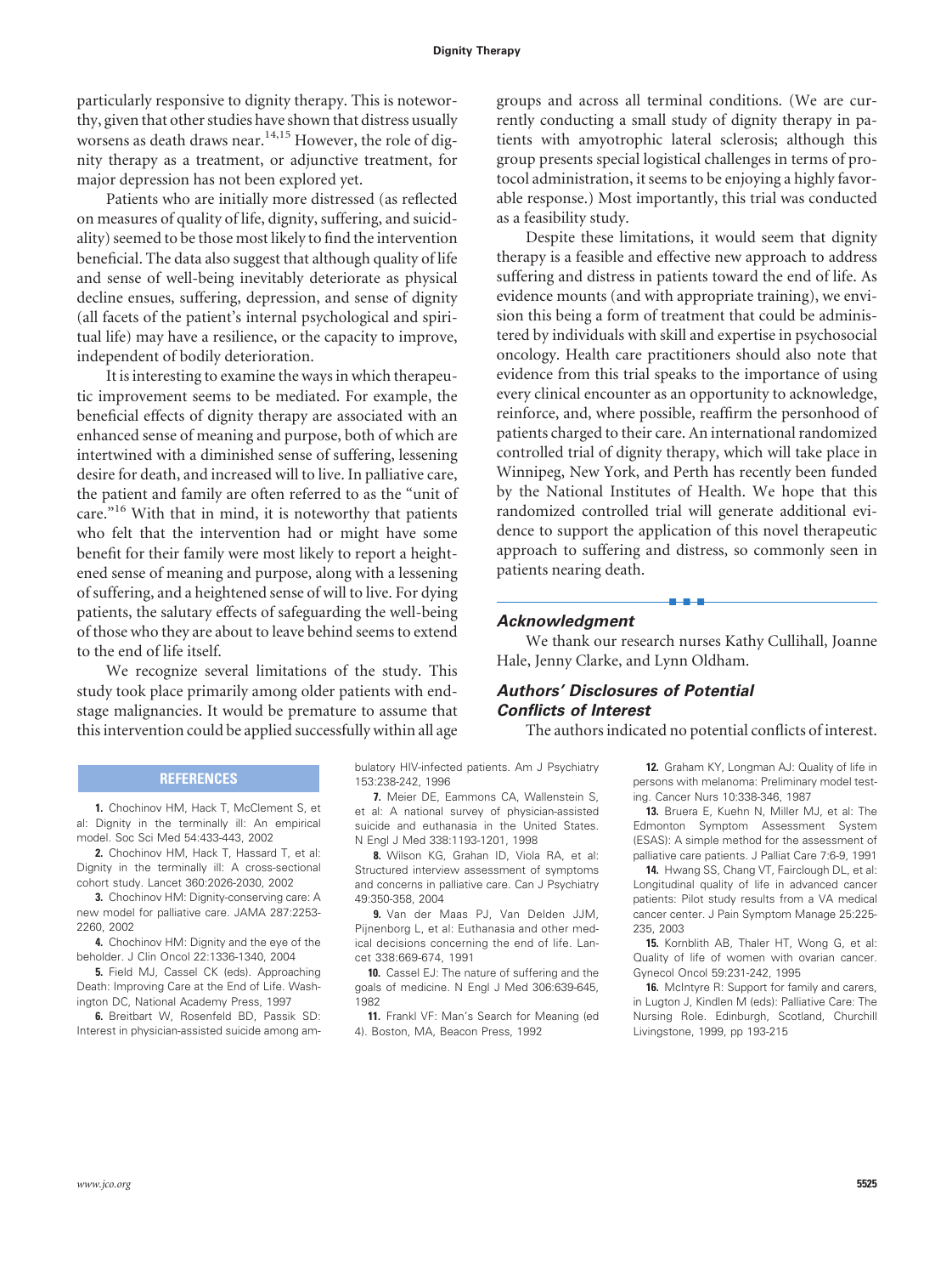particularly responsive to dignity therapy. This is noteworthy, given that other studies have shown that distress usually worsens as death draws near.[14,15] However, the role of dignity therapy as a treatment, or adjunctive treatment, for major depression has not been explored yet.

Patients who are initially more distressed (as reflected on measures of quality of life, dignity, suffering, and suicidality) seemed to be those most likely to find the intervention beneficial. The data also suggest that although quality of life and sense of well-being inevitably deteriorate as physical decline ensues, suffering, depression, and sense of dignity (all facets of the patient's internal psychological and spiritual life) may have a resilience, or the capacity to improve, independent of bodily deterioration.

It is interesting to examine the ways in which therapeutic improvement seems to be mediated. For example, the beneficial effects of dignity therapy are associated with an enhanced sense of meaning and purpose, both of which are intertwined with a diminished sense of suffering, lessening desire for death, and increased will to live. In palliative care, the patient and family are often referred to as the "unit of care."[16] With that in mind, it is noteworthy that patients who felt that the intervention had or might have some benefit for their family were most likely to report a heightened sense of meaning and purpose, along with a lessening of suffering, and a heightened sense of will to live. For dying patients, the salutary effects of safeguarding the well-being of those who they are about to leave behind seems to extend to the end of life itself.

We recognize several limitations of the study. This study took place primarily among older patients with end-stage malignancies. It would be premature to assume that this intervention could be applied successfully within all age groups and across all terminal conditions. (We are currently conducting a small study of dignity therapy in patients with amyotrophic lateral sclerosis; although this group presents special logistical challenges in terms of protocol administration, it seems to be enjoying a highly favorable response.) Most importantly, this trial was conducted as a feasibility study.

Despite these limitations, it would seem that dignity therapy is a feasible and effective new approach to address suffering and distress in patients toward the end of life. As evidence mounts (and with appropriate training), we envision this being a form of treatment that could be administered by individuals with skill and expertise in psychosocial oncology. Health care practitioners should also note that evidence from this trial speaks to the importance of using every clinical encounter as an opportunity to acknowledge, reinforce, and, where possible, reaffirm the personhood of patients charged to their care. An international randomized controlled trial of dignity therapy, which will take place in Winnipeg, New York, and Perth has recently been funded by the National Institutes of Health. We hope that this randomized controlled trial will generate additional evidence to support the application of this novel therapeutic approach to suffering and distress, so commonly seen in patients nearing death.

## *Acknowledgment*

We thank our research nurses Kathy Cullihall, Joanne Hale, Jenny Clarke, and Lynn Oldham.

## *Authors' Disclosures of Potential Conflicts of Interest*

The authors indicated no potential conflicts of interest.

## REFERENCES

**1.** Chochinov HM, Hack T, McClement S, et al: Dignity in the terminally ill: An empirical model. Soc Sci Med 54:433-443, 2002

**2.** Chochinov HM, Hack T, Hassard T, et al: Dignity in the terminally ill: A cross-sectional cohort study. Lancet 360:2026-2030, 2002

**3.** Chochinov HM: Dignity-conserving care: A new model for palliative care. JAMA 287:2253-2260, 2002

**4.** Chochinov HM: Dignity and the eye of the beholder. J Clin Oncol 22:1336-1340, 2004

**5.** Field MJ, Cassel CK (eds). Approaching Death: Improving Care at the End of Life. Washington DC, National Academy Press, 1997

**6.** Breitbart W, Rosenfeld BD, Passik SD: Interest in physician-assisted suicide among ambulatory HIV-infected patients. Am J Psychiatry 153:238-242, 1996

**7.** Meier DE, Eammons CA, Wallenstein S, et al: A national survey of physician-assisted suicide and euthanasia in the United States. N Engl J Med 338:1193-1201, 1998

**8.** Wilson KG, Grahan ID, Viola RA, et al: Structured interview assessment of symptoms and concerns in palliative care. Can J Psychiatry 49:350-358, 2004

**9.** Van der Maas PJ, Van Delden JJM, Pijnenborg L, et al: Euthanasia and other medical decisions concerning the end of life. Lancet 338:669-674, 1991

**10.** Cassel EJ: The nature of suffering and the goals of medicine. N Engl J Med 306:639-645, 1982

**11.** Frankl VF: Man's Search for Meaning (ed 4). Boston, MA, Beacon Press, 1992

**12.** Graham KY, Longman AJ: Quality of life in persons with melanoma: Preliminary model testing. Cancer Nurs 10:338-346, 1987

**13.** Bruera E, Kuehn N, Miller MJ, et al: The Edmonton Symptom Assessment System (ESAS): A simple method for the assessment of palliative care patients. J Palliat Care 7:6-9, 1991

**14.** Hwang SS, Chang VT, Fairclough DL, et al: Longitudinal quality of life in advanced cancer patients: Pilot study results from a VA medical cancer center. J Pain Symptom Manage 25:225-235, 2003

**15.** Kornblith AB, Thaler HT, Wong G, et al: Quality of life of women with ovarian cancer. Gynecol Oncol 59:231-242, 1995

**16.** McIntyre R: Support for family and carers, in Lugton J, Kindlen M (eds): Palliative Care: The Nursing Role. Edinburgh, Scotland, Churchill Livingstone, 1999, pp 193-215